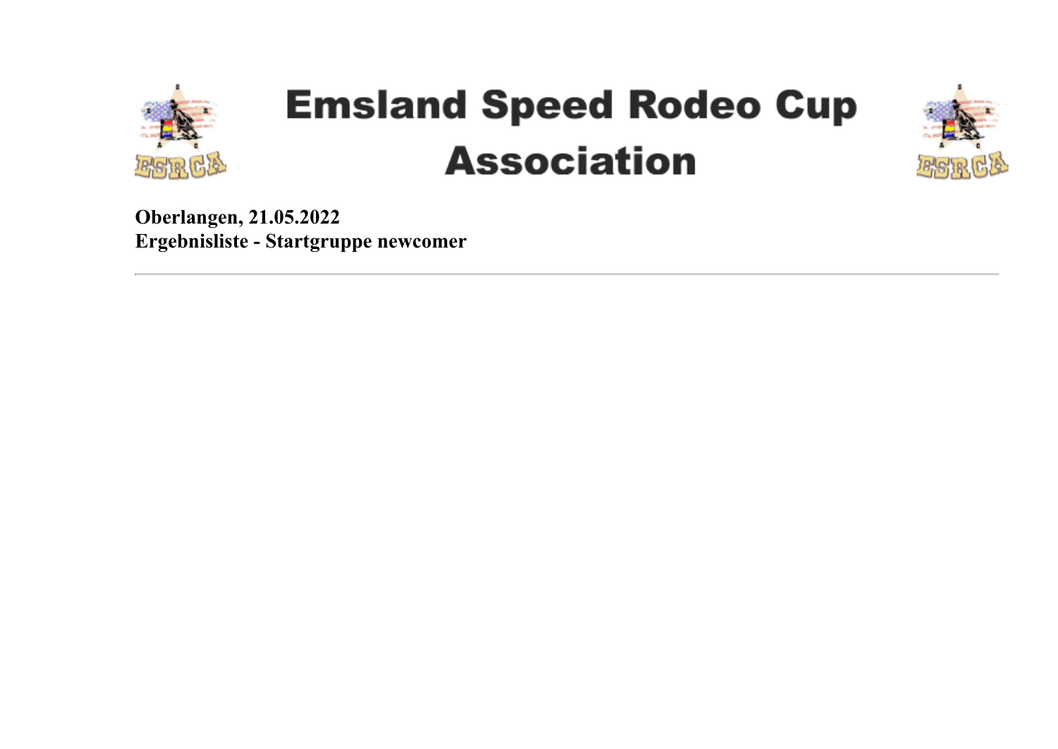# Emsland Speed Rodeo Cup Association

**Oberlangen, 21.05.2022**
**Ergebnisliste - Startgruppe newcomer**

---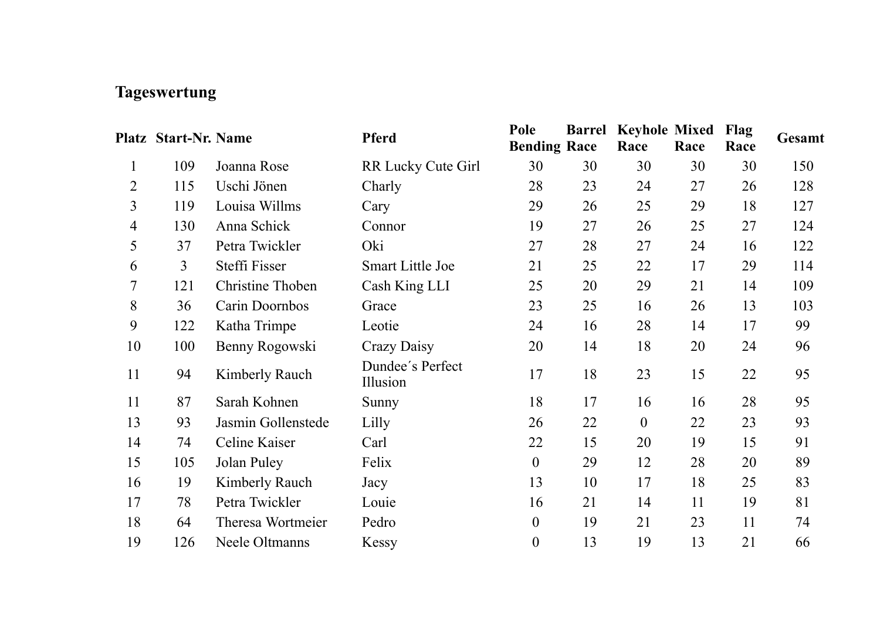**Tageswertung**

| Platz | Start-Nr. | Name | Pferd | Pole Bending | Barrel Race | Keyhole Race | Mixed Race | Flag Race | Gesamt |
|---|---|---|---|---|---|---|---|---|---|
| 1 | 109 | Joanna Rose | RR Lucky Cute Girl | 30 | 30 | 30 | 30 | 30 | 150 |
| 2 | 115 | Uschi Jönen | Charly | 28 | 23 | 24 | 27 | 26 | 128 |
| 3 | 119 | Louisa Willms | Cary | 29 | 26 | 25 | 29 | 18 | 127 |
| 4 | 130 | Anna Schick | Connor | 19 | 27 | 26 | 25 | 27 | 124 |
| 5 | 37 | Petra Twickler | Oki | 27 | 28 | 27 | 24 | 16 | 122 |
| 6 | 3 | Steffi Fisser | Smart Little Joe | 21 | 25 | 22 | 17 | 29 | 114 |
| 7 | 121 | Christine Thoben | Cash King LLI | 25 | 20 | 29 | 21 | 14 | 109 |
| 8 | 36 | Carin Doornbos | Grace | 23 | 25 | 16 | 26 | 13 | 103 |
| 9 | 122 | Katha Trimpe | Leotie | 24 | 16 | 28 | 14 | 17 | 99 |
| 10 | 100 | Benny Rogowski | Crazy Daisy | 20 | 14 | 18 | 20 | 24 | 96 |
| 11 | 94 | Kimberly Rauch | Dundee´s Perfect Illusion | 17 | 18 | 23 | 15 | 22 | 95 |
| 11 | 87 | Sarah Kohnen | Sunny | 18 | 17 | 16 | 16 | 28 | 95 |
| 13 | 93 | Jasmin Gollenstede | Lilly | 26 | 22 | 0 | 22 | 23 | 93 |
| 14 | 74 | Celine Kaiser | Carl | 22 | 15 | 20 | 19 | 15 | 91 |
| 15 | 105 | Jolan Puley | Felix | 0 | 29 | 12 | 28 | 20 | 89 |
| 16 | 19 | Kimberly Rauch | Jacy | 13 | 10 | 17 | 18 | 25 | 83 |
| 17 | 78 | Petra Twickler | Louie | 16 | 21 | 14 | 11 | 19 | 81 |
| 18 | 64 | Theresa Wortmeier | Pedro | 0 | 19 | 21 | 23 | 11 | 74 |
| 19 | 126 | Neele Oltmanns | Kessy | 0 | 13 | 19 | 13 | 21 | 66 |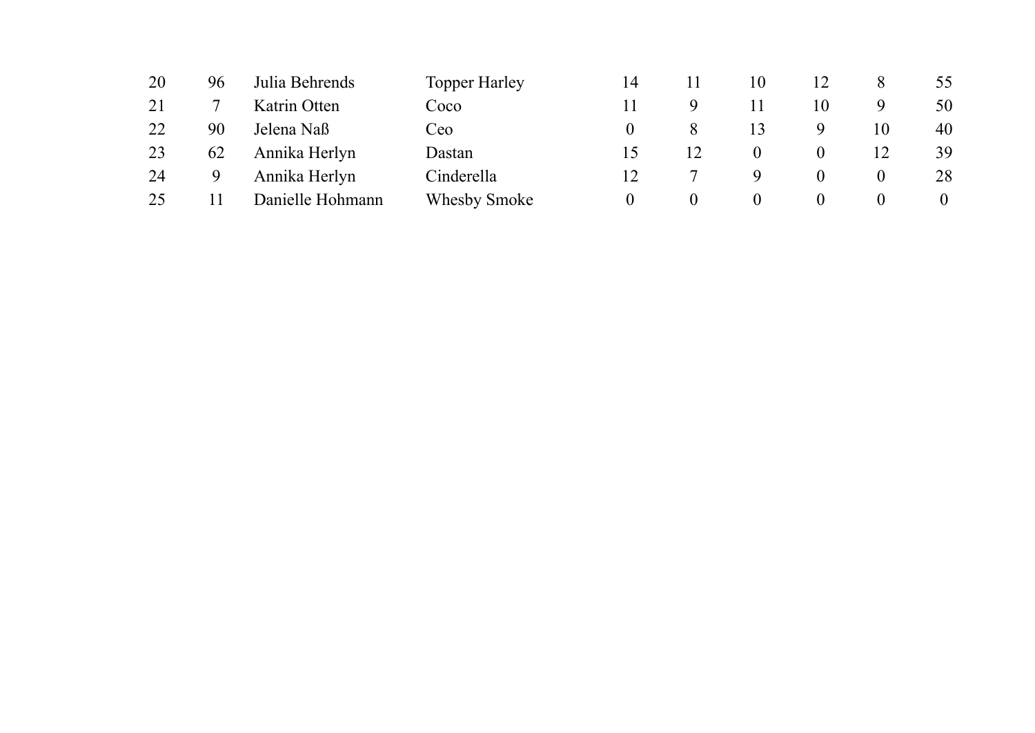| | | | | | | | | | |
|---|---|---|---|---|---|---|---|---|---|
| 20 | 96 | Julia Behrends | Topper Harley | 14 | 11 | 10 | 12 | 8 | 55 |
| 21 | 7 | Katrin Otten | Coco | 11 | 9 | 11 | 10 | 9 | 50 |
| 22 | 90 | Jelena Naß | Ceo | 0 | 8 | 13 | 9 | 10 | 40 |
| 23 | 62 | Annika Herlyn | Dastan | 15 | 12 | 0 | 0 | 12 | 39 |
| 24 | 9 | Annika Herlyn | Cinderella | 12 | 7 | 9 | 0 | 0 | 28 |
| 25 | 11 | Danielle Hohmann | Whesby Smoke | 0 | 0 | 0 | 0 | 0 | 0 |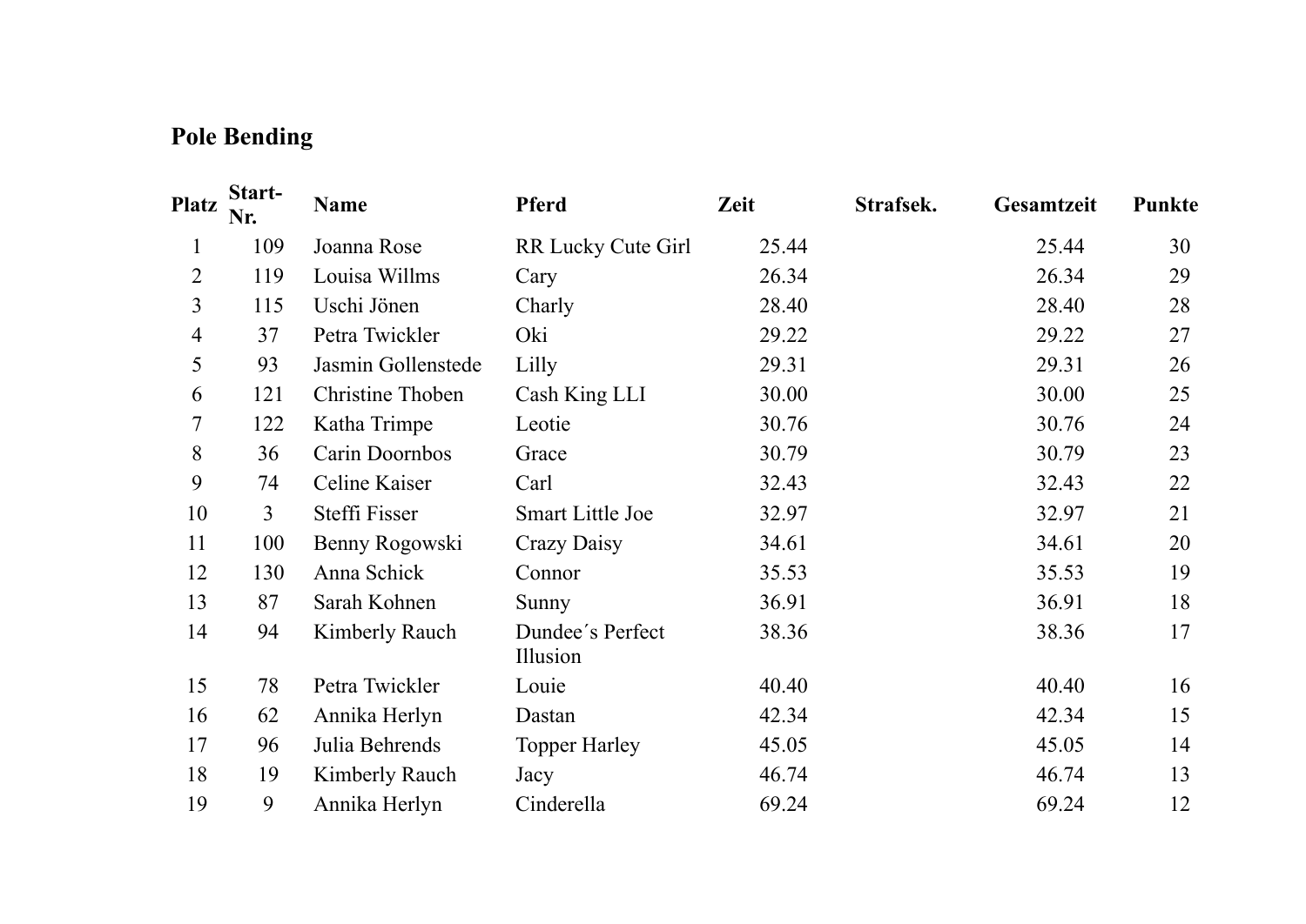## Pole Bending

| Platz | Start-Nr. | Name | Pferd | Zeit | Strafsek. | Gesamtzeit | Punkte |
|---|---|---|---|---|---|---|---|
| 1 | 109 | Joanna Rose | RR Lucky Cute Girl | 25.44 | | 25.44 | 30 |
| 2 | 119 | Louisa Willms | Cary | 26.34 | | 26.34 | 29 |
| 3 | 115 | Uschi Jönen | Charly | 28.40 | | 28.40 | 28 |
| 4 | 37 | Petra Twickler | Oki | 29.22 | | 29.22 | 27 |
| 5 | 93 | Jasmin Gollenstede | Lilly | 29.31 | | 29.31 | 26 |
| 6 | 121 | Christine Thoben | Cash King LLI | 30.00 | | 30.00 | 25 |
| 7 | 122 | Katha Trimpe | Leotie | 30.76 | | 30.76 | 24 |
| 8 | 36 | Carin Doornbos | Grace | 30.79 | | 30.79 | 23 |
| 9 | 74 | Celine Kaiser | Carl | 32.43 | | 32.43 | 22 |
| 10 | 3 | Steffi Fisser | Smart Little Joe | 32.97 | | 32.97 | 21 |
| 11 | 100 | Benny Rogowski | Crazy Daisy | 34.61 | | 34.61 | 20 |
| 12 | 130 | Anna Schick | Connor | 35.53 | | 35.53 | 19 |
| 13 | 87 | Sarah Kohnen | Sunny | 36.91 | | 36.91 | 18 |
| 14 | 94 | Kimberly Rauch | Dundee´s Perfect Illusion | 38.36 | | 38.36 | 17 |
| 15 | 78 | Petra Twickler | Louie | 40.40 | | 40.40 | 16 |
| 16 | 62 | Annika Herlyn | Dastan | 42.34 | | 42.34 | 15 |
| 17 | 96 | Julia Behrends | Topper Harley | 45.05 | | 45.05 | 14 |
| 18 | 19 | Kimberly Rauch | Jacy | 46.74 | | 46.74 | 13 |
| 19 | 9 | Annika Herlyn | Cinderella | 69.24 | | 69.24 | 12 |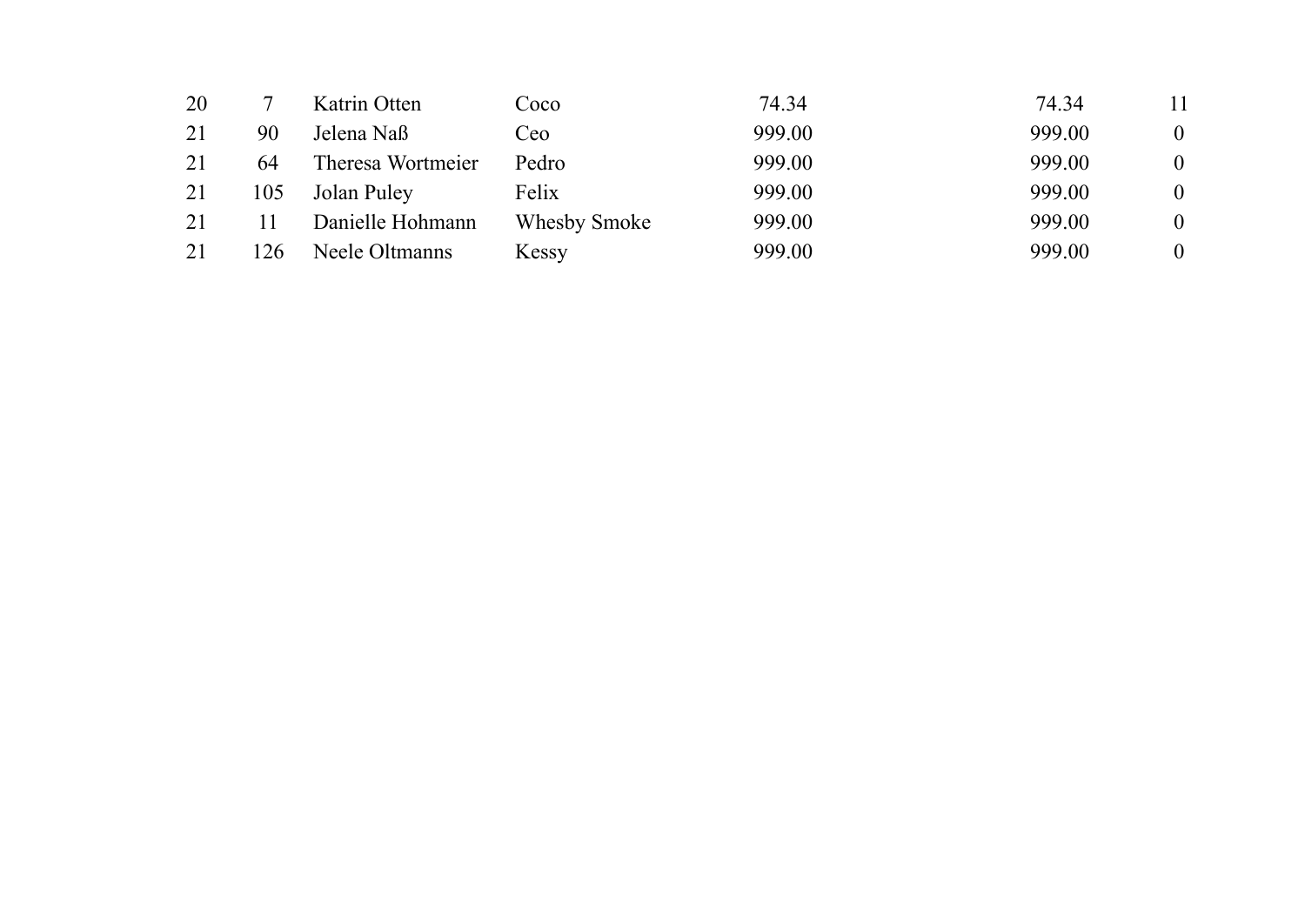| | | | | | | |
|---|---|---|---|---|---|---|
| 20 | 7 | Katrin Otten | Coco | 74.34 | 74.34 | 11 |
| 21 | 90 | Jelena Naß | Ceo | 999.00 | 999.00 | 0 |
| 21 | 64 | Theresa Wortmeier | Pedro | 999.00 | 999.00 | 0 |
| 21 | 105 | Jolan Puley | Felix | 999.00 | 999.00 | 0 |
| 21 | 11 | Danielle Hohmann | Whesby Smoke | 999.00 | 999.00 | 0 |
| 21 | 126 | Neele Oltmanns | Kessy | 999.00 | 999.00 | 0 |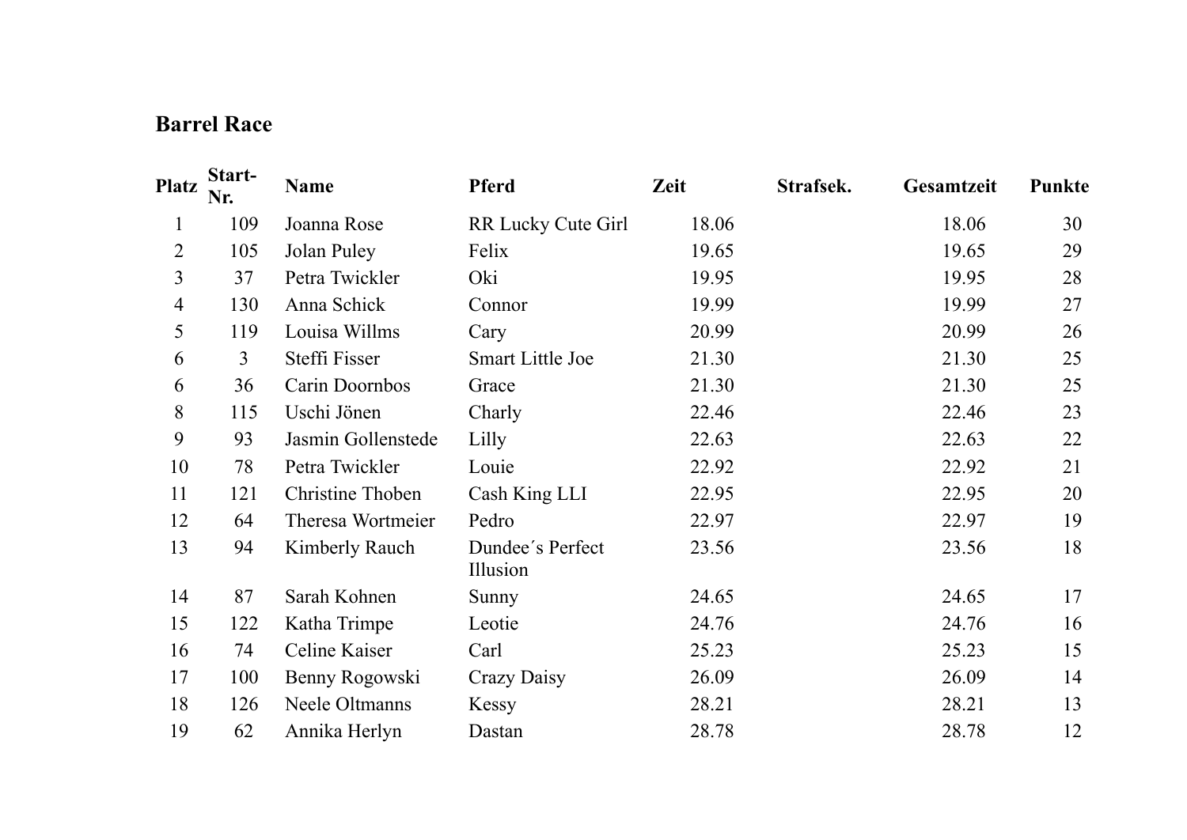## Barrel Race

| Platz | Start-Nr. | Name | Pferd | Zeit | Strafsek. | Gesamtzeit | Punkte |
|---|---|---|---|---|---|---|---|
| 1 | 109 | Joanna Rose | RR Lucky Cute Girl | 18.06 | | 18.06 | 30 |
| 2 | 105 | Jolan Puley | Felix | 19.65 | | 19.65 | 29 |
| 3 | 37 | Petra Twickler | Oki | 19.95 | | 19.95 | 28 |
| 4 | 130 | Anna Schick | Connor | 19.99 | | 19.99 | 27 |
| 5 | 119 | Louisa Willms | Cary | 20.99 | | 20.99 | 26 |
| 6 | 3 | Steffi Fisser | Smart Little Joe | 21.30 | | 21.30 | 25 |
| 6 | 36 | Carin Doornbos | Grace | 21.30 | | 21.30 | 25 |
| 8 | 115 | Uschi Jönen | Charly | 22.46 | | 22.46 | 23 |
| 9 | 93 | Jasmin Gollenstede | Lilly | 22.63 | | 22.63 | 22 |
| 10 | 78 | Petra Twickler | Louie | 22.92 | | 22.92 | 21 |
| 11 | 121 | Christine Thoben | Cash King LLI | 22.95 | | 22.95 | 20 |
| 12 | 64 | Theresa Wortmeier | Pedro | 22.97 | | 22.97 | 19 |
| 13 | 94 | Kimberly Rauch | Dundee´s Perfect Illusion | 23.56 | | 23.56 | 18 |
| 14 | 87 | Sarah Kohnen | Sunny | 24.65 | | 24.65 | 17 |
| 15 | 122 | Katha Trimpe | Leotie | 24.76 | | 24.76 | 16 |
| 16 | 74 | Celine Kaiser | Carl | 25.23 | | 25.23 | 15 |
| 17 | 100 | Benny Rogowski | Crazy Daisy | 26.09 | | 26.09 | 14 |
| 18 | 126 | Neele Oltmanns | Kessy | 28.21 | | 28.21 | 13 |
| 19 | 62 | Annika Herlyn | Dastan | 28.78 | | 28.78 | 12 |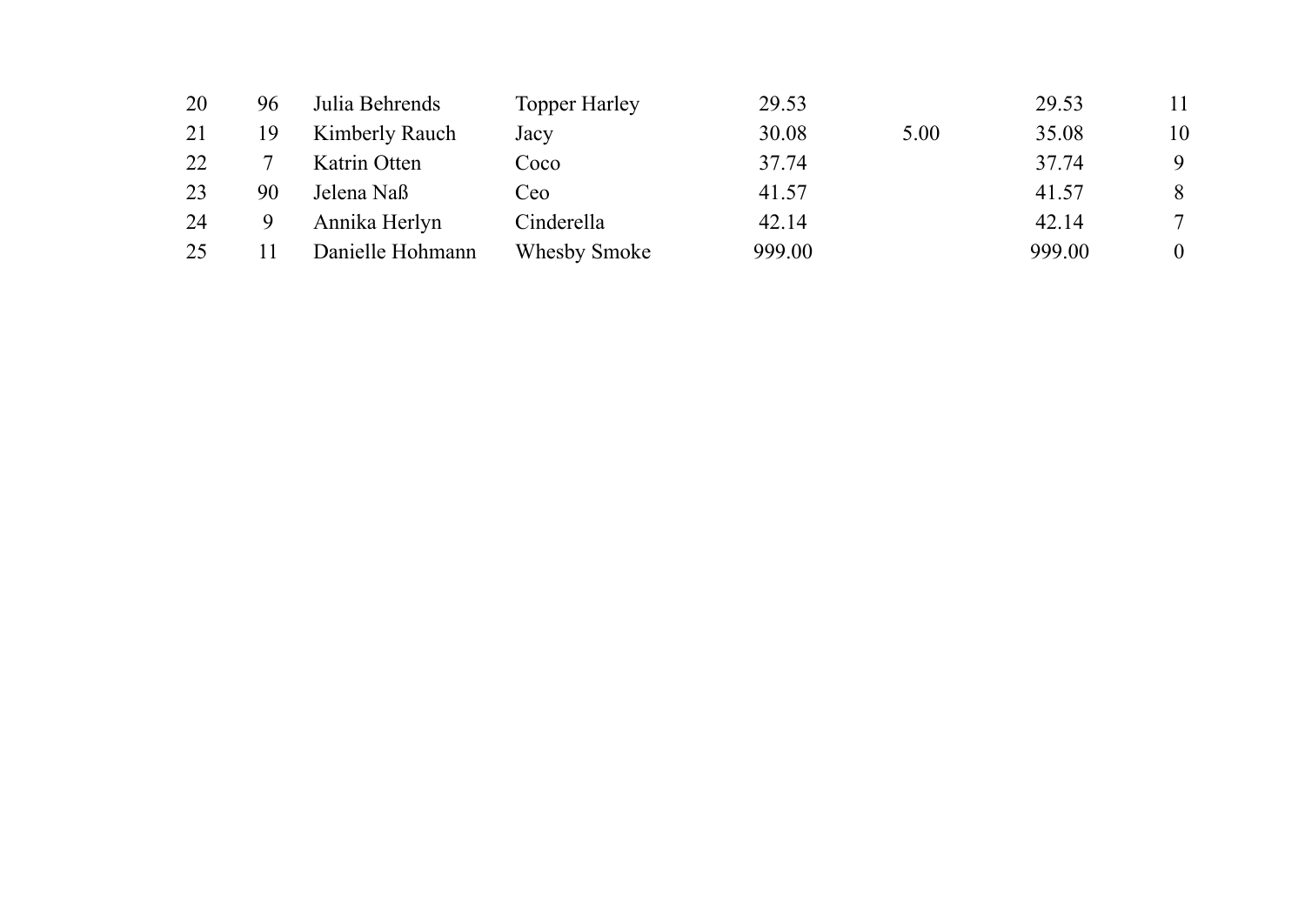| | | | | | | | |
|---|---|---|---|---|---|---|---|
| 20 | 96 | Julia Behrends | Topper Harley | 29.53 | | 29.53 | 11 |
| 21 | 19 | Kimberly Rauch | Jacy | 30.08 | 5.00 | 35.08 | 10 |
| 22 | 7 | Katrin Otten | Coco | 37.74 | | 37.74 | 9 |
| 23 | 90 | Jelena Naß | Ceo | 41.57 | | 41.57 | 8 |
| 24 | 9 | Annika Herlyn | Cinderella | 42.14 | | 42.14 | 7 |
| 25 | 11 | Danielle Hohmann | Whesby Smoke | 999.00 | | 999.00 | 0 |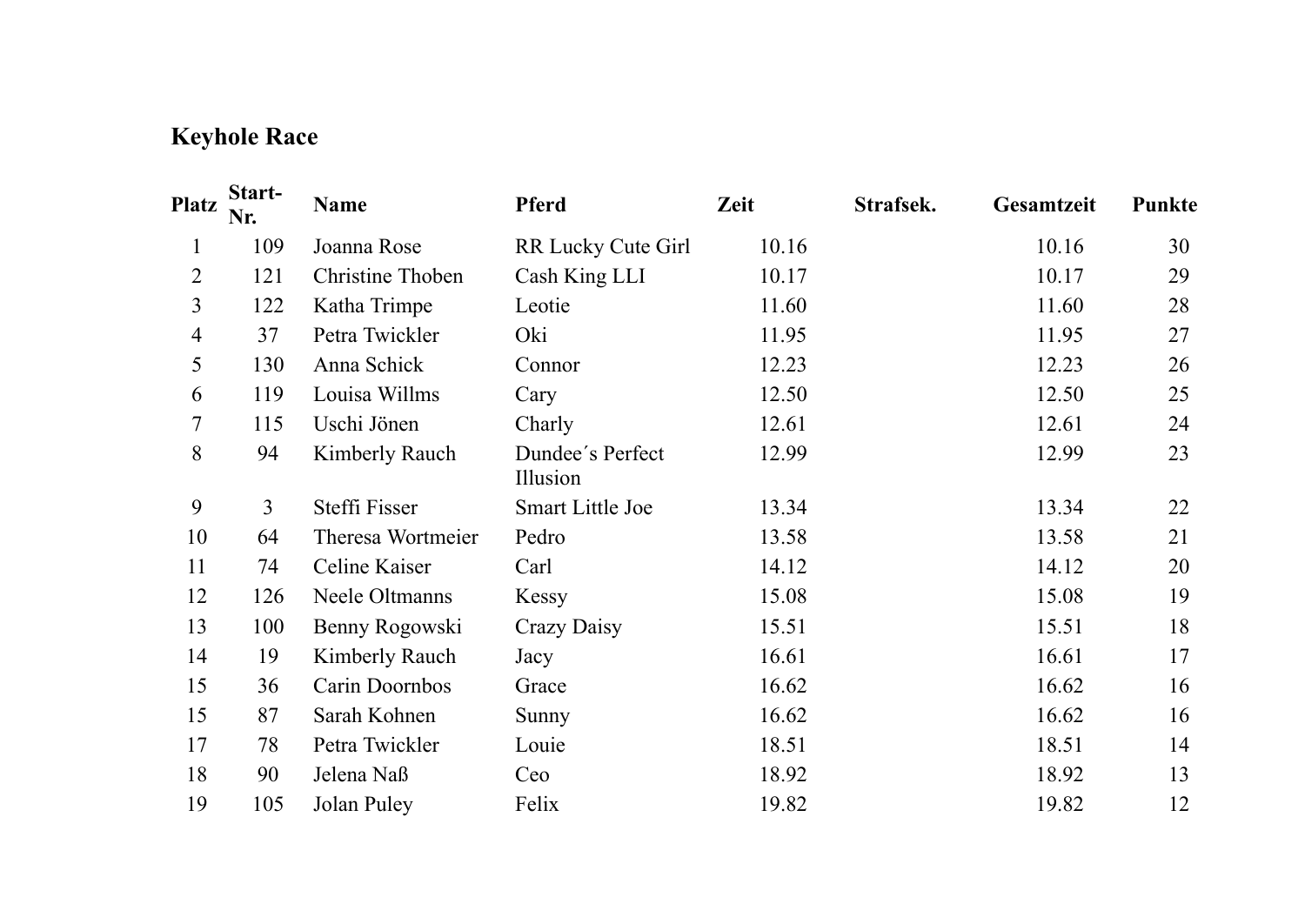## Keyhole Race

| Platz | Start-Nr. | Name | Pferd | Zeit | Strafsek. | Gesamtzeit | Punkte |
|---|---|---|---|---|---|---|---|
| 1 | 109 | Joanna Rose | RR Lucky Cute Girl | 10.16 | | 10.16 | 30 |
| 2 | 121 | Christine Thoben | Cash King LLI | 10.17 | | 10.17 | 29 |
| 3 | 122 | Katha Trimpe | Leotie | 11.60 | | 11.60 | 28 |
| 4 | 37 | Petra Twickler | Oki | 11.95 | | 11.95 | 27 |
| 5 | 130 | Anna Schick | Connor | 12.23 | | 12.23 | 26 |
| 6 | 119 | Louisa Willms | Cary | 12.50 | | 12.50 | 25 |
| 7 | 115 | Uschi Jönen | Charly | 12.61 | | 12.61 | 24 |
| 8 | 94 | Kimberly Rauch | Dundee´s Perfect Illusion | 12.99 | | 12.99 | 23 |
| 9 | 3 | Steffi Fisser | Smart Little Joe | 13.34 | | 13.34 | 22 |
| 10 | 64 | Theresa Wortmeier | Pedro | 13.58 | | 13.58 | 21 |
| 11 | 74 | Celine Kaiser | Carl | 14.12 | | 14.12 | 20 |
| 12 | 126 | Neele Oltmanns | Kessy | 15.08 | | 15.08 | 19 |
| 13 | 100 | Benny Rogowski | Crazy Daisy | 15.51 | | 15.51 | 18 |
| 14 | 19 | Kimberly Rauch | Jacy | 16.61 | | 16.61 | 17 |
| 15 | 36 | Carin Doornbos | Grace | 16.62 | | 16.62 | 16 |
| 15 | 87 | Sarah Kohnen | Sunny | 16.62 | | 16.62 | 16 |
| 17 | 78 | Petra Twickler | Louie | 18.51 | | 18.51 | 14 |
| 18 | 90 | Jelena Naß | Ceo | 18.92 | | 18.92 | 13 |
| 19 | 105 | Jolan Puley | Felix | 19.82 | | 19.82 | 12 |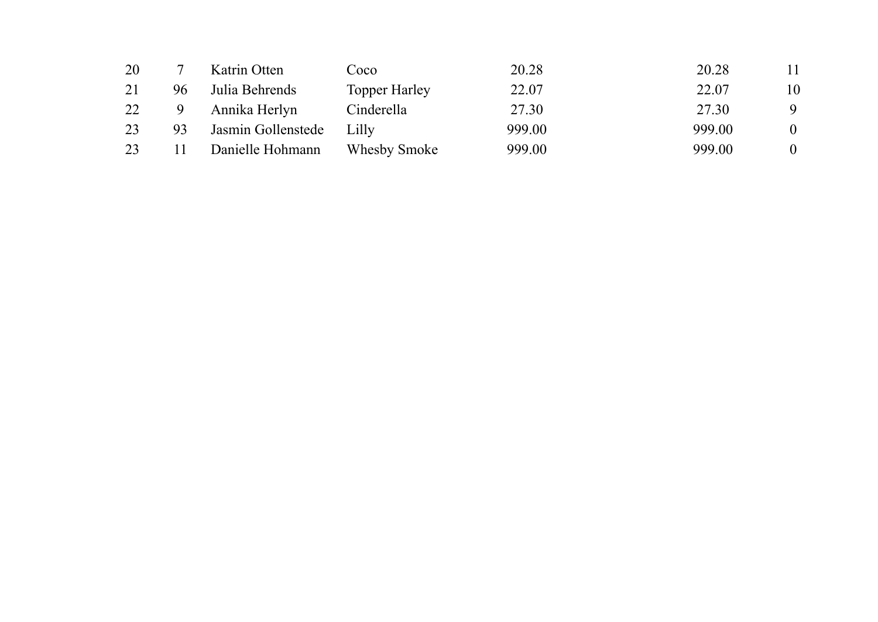| | | | | | | |
|---|---|---|---|---|---|---|
| 20 | 7 | Katrin Otten | Coco | 20.28 | 20.28 | 11 |
| 21 | 96 | Julia Behrends | Topper Harley | 22.07 | 22.07 | 10 |
| 22 | 9 | Annika Herlyn | Cinderella | 27.30 | 27.30 | 9 |
| 23 | 93 | Jasmin Gollenstede | Lilly | 999.00 | 999.00 | 0 |
| 23 | 11 | Danielle Hohmann | Whesby Smoke | 999.00 | 999.00 | 0 |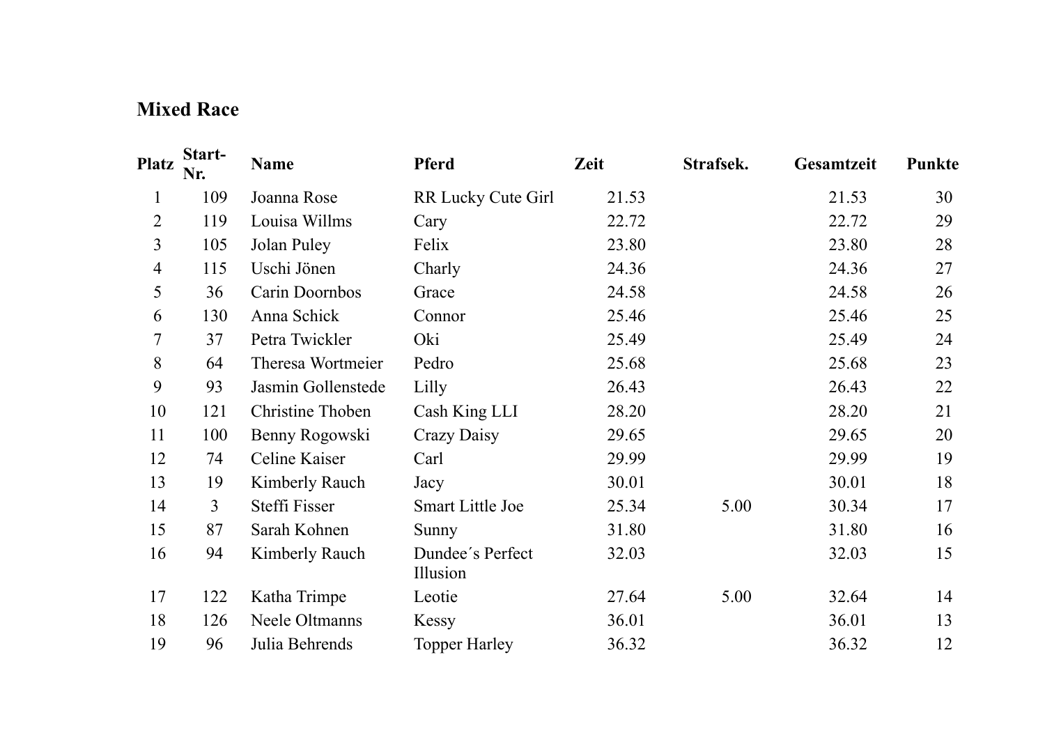## Mixed Race

| Platz | Start-Nr. | Name | Pferd | Zeit | Strafsek. | Gesamtzeit | Punkte |
|---|---|---|---|---|---|---|---|
| 1 | 109 | Joanna Rose | RR Lucky Cute Girl | 21.53 | | 21.53 | 30 |
| 2 | 119 | Louisa Willms | Cary | 22.72 | | 22.72 | 29 |
| 3 | 105 | Jolan Puley | Felix | 23.80 | | 23.80 | 28 |
| 4 | 115 | Uschi Jönen | Charly | 24.36 | | 24.36 | 27 |
| 5 | 36 | Carin Doornbos | Grace | 24.58 | | 24.58 | 26 |
| 6 | 130 | Anna Schick | Connor | 25.46 | | 25.46 | 25 |
| 7 | 37 | Petra Twickler | Oki | 25.49 | | 25.49 | 24 |
| 8 | 64 | Theresa Wortmeier | Pedro | 25.68 | | 25.68 | 23 |
| 9 | 93 | Jasmin Gollenstede | Lilly | 26.43 | | 26.43 | 22 |
| 10 | 121 | Christine Thoben | Cash King LLI | 28.20 | | 28.20 | 21 |
| 11 | 100 | Benny Rogowski | Crazy Daisy | 29.65 | | 29.65 | 20 |
| 12 | 74 | Celine Kaiser | Carl | 29.99 | | 29.99 | 19 |
| 13 | 19 | Kimberly Rauch | Jacy | 30.01 | | 30.01 | 18 |
| 14 | 3 | Steffi Fisser | Smart Little Joe | 25.34 | 5.00 | 30.34 | 17 |
| 15 | 87 | Sarah Kohnen | Sunny | 31.80 | | 31.80 | 16 |
| 16 | 94 | Kimberly Rauch | Dundee´s Perfect Illusion | 32.03 | | 32.03 | 15 |
| 17 | 122 | Katha Trimpe | Leotie | 27.64 | 5.00 | 32.64 | 14 |
| 18 | 126 | Neele Oltmanns | Kessy | 36.01 | | 36.01 | 13 |
| 19 | 96 | Julia Behrends | Topper Harley | 36.32 | | 36.32 | 12 |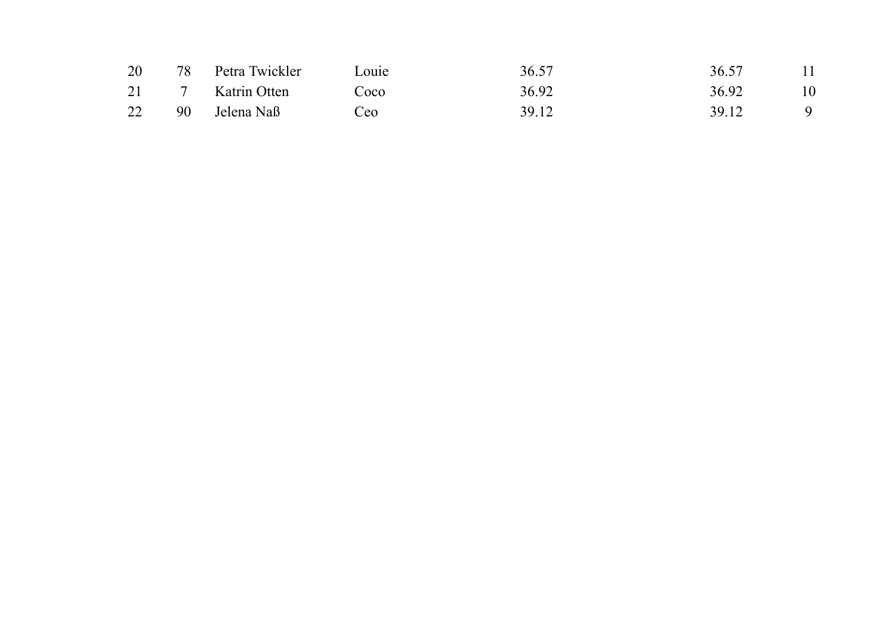| | | | | | | |
|---|---|---|---|---|---|---|
| 20 | 78 | Petra Twickler | Louie | 36.57 | 36.57 | 11 |
| 21 | 7 | Katrin Otten | Coco | 36.92 | 36.92 | 10 |
| 22 | 90 | Jelena Naß | Ceo | 39.12 | 39.12 | 9 |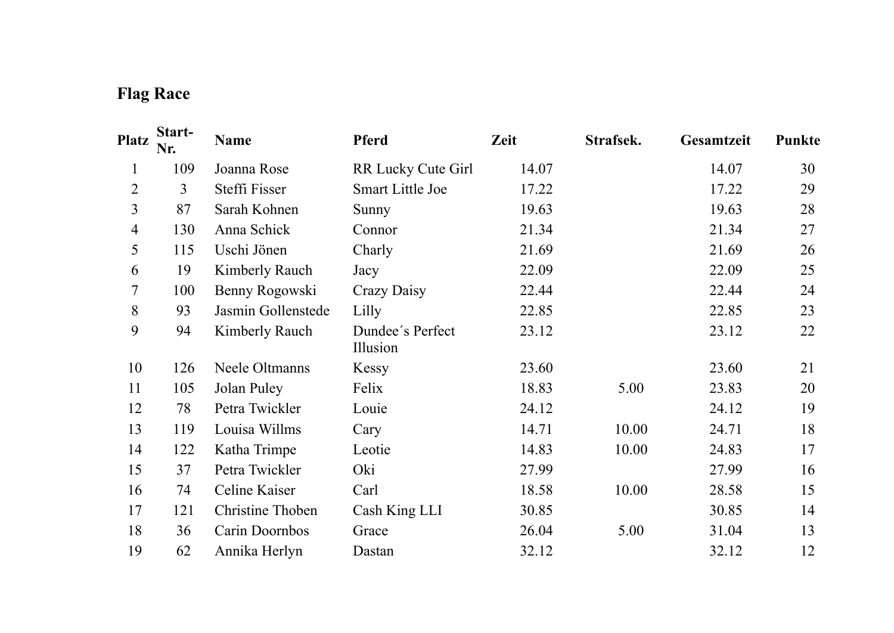## Flag Race

| Platz | Start-Nr. | Name | Pferd | Zeit | Strafsek. | Gesamtzeit | Punkte |
|---|---|---|---|---|---|---|---|
| 1 | 109 | Joanna Rose | RR Lucky Cute Girl | 14.07 | | 14.07 | 30 |
| 2 | 3 | Steffi Fisser | Smart Little Joe | 17.22 | | 17.22 | 29 |
| 3 | 87 | Sarah Kohnen | Sunny | 19.63 | | 19.63 | 28 |
| 4 | 130 | Anna Schick | Connor | 21.34 | | 21.34 | 27 |
| 5 | 115 | Uschi Jönen | Charly | 21.69 | | 21.69 | 26 |
| 6 | 19 | Kimberly Rauch | Jacy | 22.09 | | 22.09 | 25 |
| 7 | 100 | Benny Rogowski | Crazy Daisy | 22.44 | | 22.44 | 24 |
| 8 | 93 | Jasmin Gollenstede | Lilly | 22.85 | | 22.85 | 23 |
| 9 | 94 | Kimberly Rauch | Dundee´s Perfect Illusion | 23.12 | | 23.12 | 22 |
| 10 | 126 | Neele Oltmanns | Kessy | 23.60 | | 23.60 | 21 |
| 11 | 105 | Jolan Puley | Felix | 18.83 | 5.00 | 23.83 | 20 |
| 12 | 78 | Petra Twickler | Louie | 24.12 | | 24.12 | 19 |
| 13 | 119 | Louisa Willms | Cary | 14.71 | 10.00 | 24.71 | 18 |
| 14 | 122 | Katha Trimpe | Leotie | 14.83 | 10.00 | 24.83 | 17 |
| 15 | 37 | Petra Twickler | Oki | 27.99 | | 27.99 | 16 |
| 16 | 74 | Celine Kaiser | Carl | 18.58 | 10.00 | 28.58 | 15 |
| 17 | 121 | Christine Thoben | Cash King LLI | 30.85 | | 30.85 | 14 |
| 18 | 36 | Carin Doornbos | Grace | 26.04 | 5.00 | 31.04 | 13 |
| 19 | 62 | Annika Herlyn | Dastan | 32.12 | | 32.12 | 12 |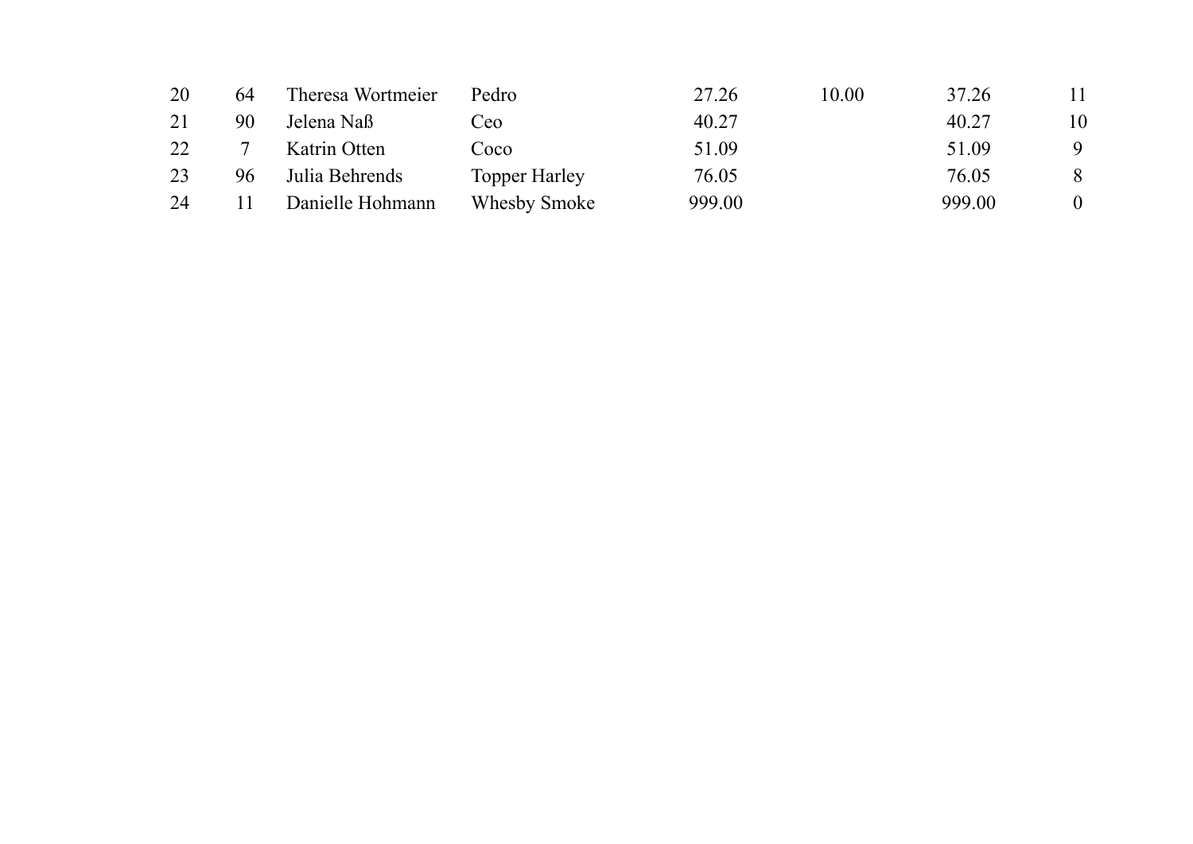| | | | | | | | |
|---|---|---|---|---|---|---|---|
| 20 | 64 | Theresa Wortmeier | Pedro | 27.26 | 10.00 | 37.26 | 11 |
| 21 | 90 | Jelena Naß | Ceo | 40.27 | | 40.27 | 10 |
| 22 | 7 | Katrin Otten | Coco | 51.09 | | 51.09 | 9 |
| 23 | 96 | Julia Behrends | Topper Harley | 76.05 | | 76.05 | 8 |
| 24 | 11 | Danielle Hohmann | Whesby Smoke | 999.00 | | 999.00 | 0 |